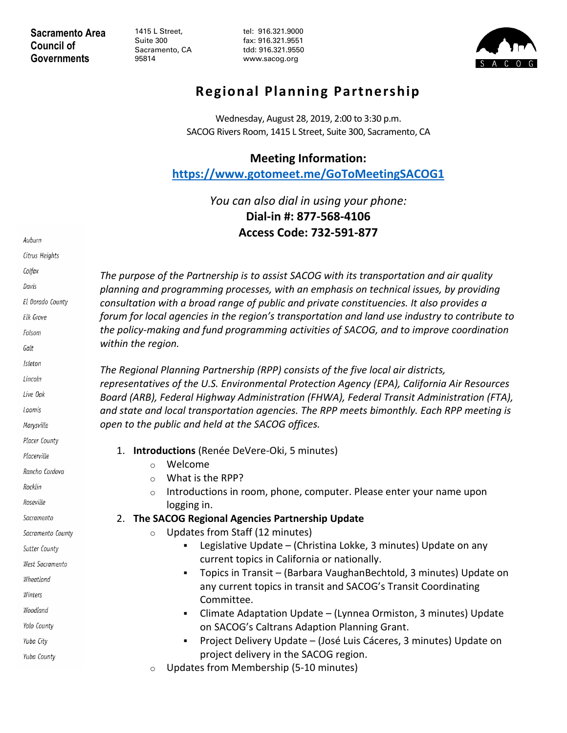**Sacramento Area Council of Governments**

1415 L Street, Suite 300
Sacramento, CA 95814

tel: 916.321.9000
fax: 916.321.9551
tdd: 916.321.9550
www.sacog.org

# Regional Planning Partnership

Wednesday, August 28, 2019, 2:00 to 3:30 p.m.
SACOG Rivers Room, 1415 L Street, Suite 300, Sacramento, CA

## Meeting Information:

**https://www.gotomeet.me/GoToMeetingSACOG1**

*You can also dial in using your phone:*
**Dial-in #: 877-568-4106**
**Access Code: 732-591-877**

*Auburn*
*Citrus Heights*
*Colfax*
*Davis*
*El Dorado County*
*Elk Grove*
*Folsom*
*Galt*
*Isleton*
*Lincoln*
*Live Oak*
*Loomis*
*Marysville*
*Placer County*
*Placerville*
*Rancho Cordova*
*Rocklin*
*Roseville*
*Sacramento*
*Sacramento County*
*Sutter County*
*West Sacramento*
*Wheatland*
*Winters*
*Woodland*
*Yolo County*
*Yuba City*
*Yuba County*

*The purpose of the Partnership is to assist SACOG with its transportation and air quality planning and programming processes, with an emphasis on technical issues, by providing consultation with a broad range of public and private constituencies. It also provides a forum for local agencies in the region's transportation and land use industry to contribute to the policy-making and fund programming activities of SACOG, and to improve coordination within the region.*

*The Regional Planning Partnership (RPP) consists of the five local air districts, representatives of the U.S. Environmental Protection Agency (EPA), California Air Resources Board (ARB), Federal Highway Administration (FHWA), Federal Transit Administration (FTA), and state and local transportation agencies. The RPP meets bimonthly. Each RPP meeting is open to the public and held at the SACOG offices.*

1. **Introductions** (Renée DeVere-Oki, 5 minutes)
   - Welcome
   - What is the RPP?
   - Introductions in room, phone, computer. Please enter your name upon logging in.
2. **The SACOG Regional Agencies Partnership Update**
   - Updates from Staff (12 minutes)
     - Legislative Update – (Christina Lokke, 3 minutes) Update on any current topics in California or nationally.
     - Topics in Transit – (Barbara VaughanBechtold, 3 minutes) Update on any current topics in transit and SACOG's Transit Coordinating Committee.
     - Climate Adaptation Update – (Lynnea Ormiston, 3 minutes) Update on SACOG's Caltrans Adaption Planning Grant.
     - Project Delivery Update – (José Luis Cáceres, 3 minutes) Update on project delivery in the SACOG region.
   - Updates from Membership (5-10 minutes)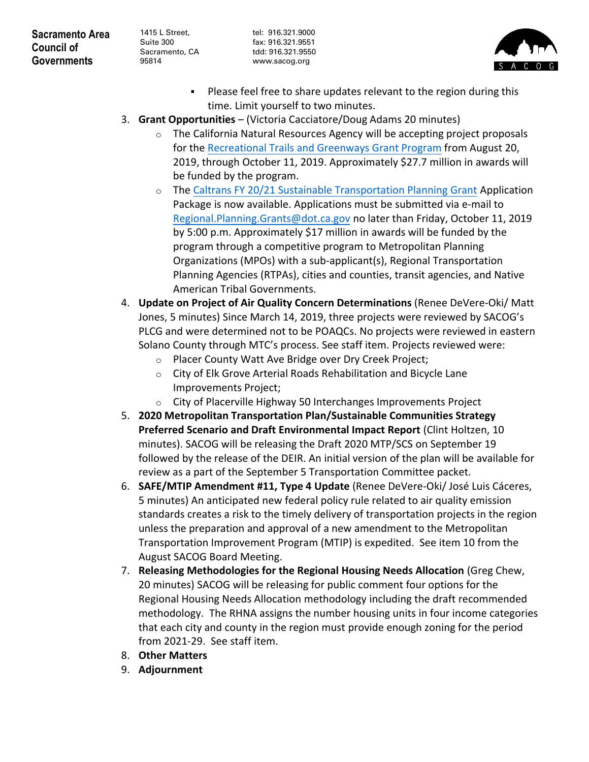- Please feel free to share updates relevant to the region during this time. Limit yourself to two minutes.

3. **Grant Opportunities** – (Victoria Cacciatore/Doug Adams 20 minutes)
   - The California Natural Resources Agency will be accepting project proposals for the Recreational Trails and Greenways Grant Program from August 20, 2019, through October 11, 2019. Approximately $27.7 million in awards will be funded by the program.
   - The Caltrans FY 20/21 Sustainable Transportation Planning Grant Application Package is now available. Applications must be submitted via e-mail to Regional.Planning.Grants@dot.ca.gov no later than Friday, October 11, 2019 by 5:00 p.m. Approximately $17 million in awards will be funded by the program through a competitive program to Metropolitan Planning Organizations (MPOs) with a sub-applicant(s), Regional Transportation Planning Agencies (RTPAs), cities and counties, transit agencies, and Native American Tribal Governments.
4. **Update on Project of Air Quality Concern Determinations** (Renee DeVere-Oki/ Matt Jones, 5 minutes) Since March 14, 2019, three projects were reviewed by SACOG's PLCG and were determined not to be POAQCs. No projects were reviewed in eastern Solano County through MTC's process. See staff item. Projects reviewed were:
   - Placer County Watt Ave Bridge over Dry Creek Project;
   - City of Elk Grove Arterial Roads Rehabilitation and Bicycle Lane Improvements Project;
   - City of Placerville Highway 50 Interchanges Improvements Project
5. **2020 Metropolitan Transportation Plan/Sustainable Communities Strategy Preferred Scenario and Draft Environmental Impact Report** (Clint Holtzen, 10 minutes). SACOG will be releasing the Draft 2020 MTP/SCS on September 19 followed by the release of the DEIR. An initial version of the plan will be available for review as a part of the September 5 Transportation Committee packet.
6. **SAFE/MTIP Amendment #11, Type 4 Update** (Renee DeVere-Oki/ José Luis Cáceres, 5 minutes) An anticipated new federal policy rule related to air quality emission standards creates a risk to the timely delivery of transportation projects in the region unless the preparation and approval of a new amendment to the Metropolitan Transportation Improvement Program (MTIP) is expedited. See item 10 from the August SACOG Board Meeting.
7. **Releasing Methodologies for the Regional Housing Needs Allocation** (Greg Chew, 20 minutes) SACOG will be releasing for public comment four options for the Regional Housing Needs Allocation methodology including the draft recommended methodology. The RHNA assigns the number housing units in four income categories that each city and county in the region must provide enough zoning for the period from 2021-29. See staff item.
8. **Other Matters**
9. **Adjournment**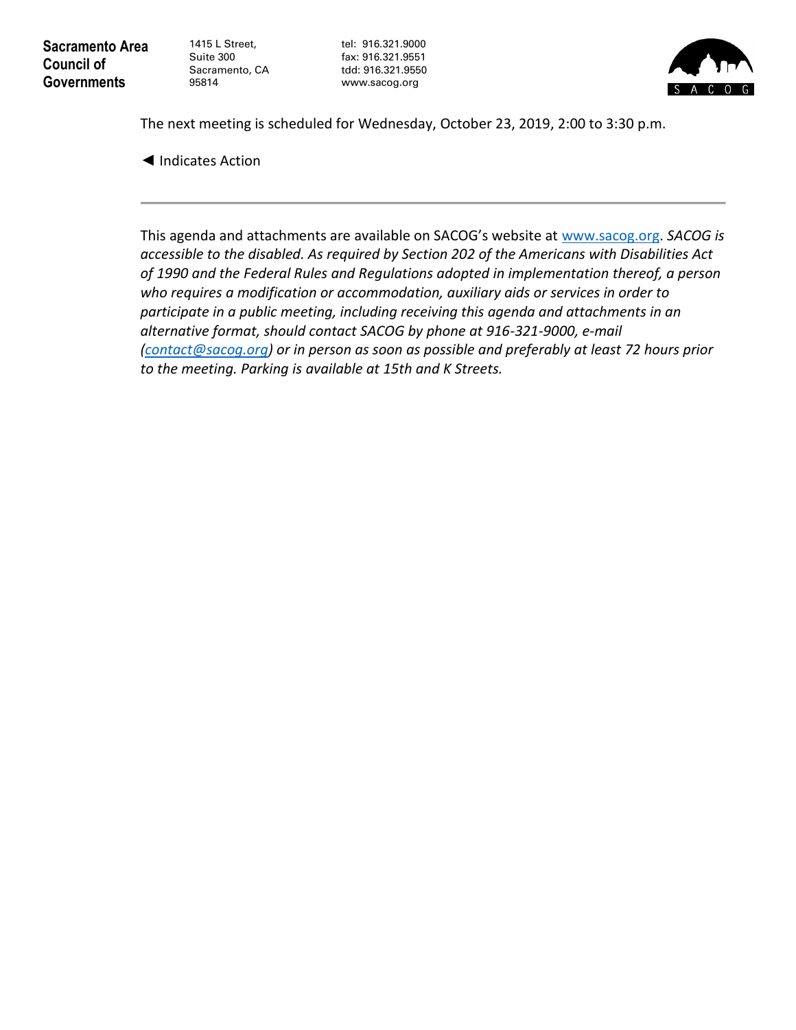**Sacramento Area Council of Governments**

1415 L Street, Suite 300
Sacramento, CA 95814

tel: 916.321.9000
fax: 916.321.9551
tdd: 916.321.9550
www.sacog.org

The next meeting is scheduled for Wednesday, October 23, 2019, 2:00 to 3:30 p.m.

◄ Indicates Action

---

This agenda and attachments are available on SACOG's website at www.sacog.org. *SACOG is accessible to the disabled. As required by Section 202 of the Americans with Disabilities Act of 1990 and the Federal Rules and Regulations adopted in implementation thereof, a person who requires a modification or accommodation, auxiliary aids or services in order to participate in a public meeting, including receiving this agenda and attachments in an alternative format, should contact SACOG by phone at 916-321-9000, e-mail (contact@sacog.org) or in person as soon as possible and preferably at least 72 hours prior to the meeting. Parking is available at 15th and K Streets.*